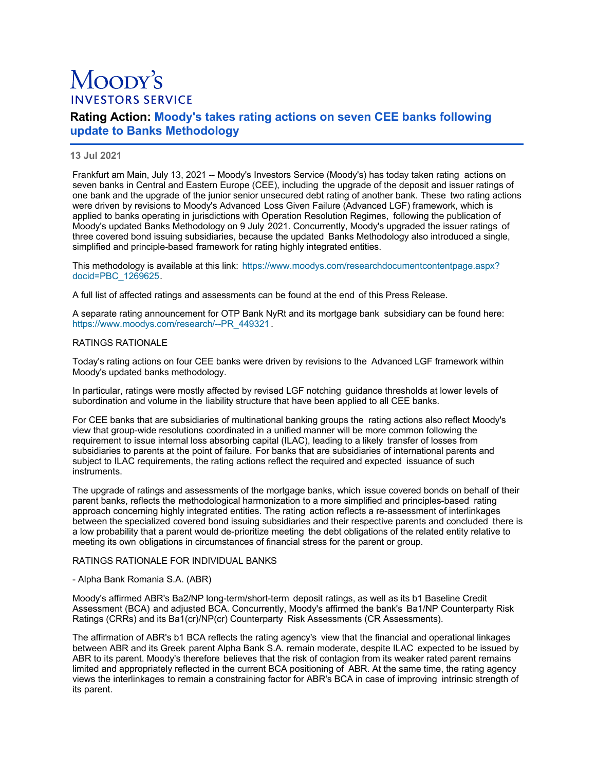# Moody's Investors Service

## Rating Action: Moody's takes rating actions on seven CEE banks following update to Banks Methodology

**13 Jul 2021**

Frankfurt am Main, July 13, 2021 -- Moody's Investors Service (Moody's) has today taken rating actions on seven banks in Central and Eastern Europe (CEE), including the upgrade of the deposit and issuer ratings of one bank and the upgrade of the junior senior unsecured debt rating of another bank. These two rating actions were driven by revisions to Moody's Advanced Loss Given Failure (Advanced LGF) framework, which is applied to banks operating in jurisdictions with Operation Resolution Regimes, following the publication of Moody's updated Banks Methodology on 9 July 2021. Concurrently, Moody's upgraded the issuer ratings of three covered bond issuing subsidiaries, because the updated Banks Methodology also introduced a single, simplified and principle-based framework for rating highly integrated entities.

This methodology is available at this link: https://www.moodys.com/researchdocumentcontentpage.aspx?docid=PBC_1269625.

A full list of affected ratings and assessments can be found at the end of this Press Release.

A separate rating announcement for OTP Bank NyRt and its mortgage bank subsidiary can be found here: https://www.moodys.com/research/--PR_449321 .

RATINGS RATIONALE

Today's rating actions on four CEE banks were driven by revisions to the Advanced LGF framework within Moody's updated banks methodology.

In particular, ratings were mostly affected by revised LGF notching guidance thresholds at lower levels of subordination and volume in the liability structure that have been applied to all CEE banks.

For CEE banks that are subsidiaries of multinational banking groups the rating actions also reflect Moody's view that group-wide resolutions coordinated in a unified manner will be more common following the requirement to issue internal loss absorbing capital (ILAC), leading to a likely transfer of losses from subsidiaries to parents at the point of failure. For banks that are subsidiaries of international parents and subject to ILAC requirements, the rating actions reflect the required and expected issuance of such instruments.

The upgrade of ratings and assessments of the mortgage banks, which issue covered bonds on behalf of their parent banks, reflects the methodological harmonization to a more simplified and principles-based rating approach concerning highly integrated entities. The rating action reflects a re-assessment of interlinkages between the specialized covered bond issuing subsidiaries and their respective parents and concluded there is a low probability that a parent would de-prioritize meeting the debt obligations of the related entity relative to meeting its own obligations in circumstances of financial stress for the parent or group.

RATINGS RATIONALE FOR INDIVIDUAL BANKS

- Alpha Bank Romania S.A. (ABR)

Moody's affirmed ABR's Ba2/NP long-term/short-term deposit ratings, as well as its b1 Baseline Credit Assessment (BCA) and adjusted BCA. Concurrently, Moody's affirmed the bank's Ba1/NP Counterparty Risk Ratings (CRRs) and its Ba1(cr)/NP(cr) Counterparty Risk Assessments (CR Assessments).

The affirmation of ABR's b1 BCA reflects the rating agency's view that the financial and operational linkages between ABR and its Greek parent Alpha Bank S.A. remain moderate, despite ILAC expected to be issued by ABR to its parent. Moody's therefore believes that the risk of contagion from its weaker rated parent remains limited and appropriately reflected in the current BCA positioning of ABR. At the same time, the rating agency views the interlinkages to remain a constraining factor for ABR's BCA in case of improving intrinsic strength of its parent.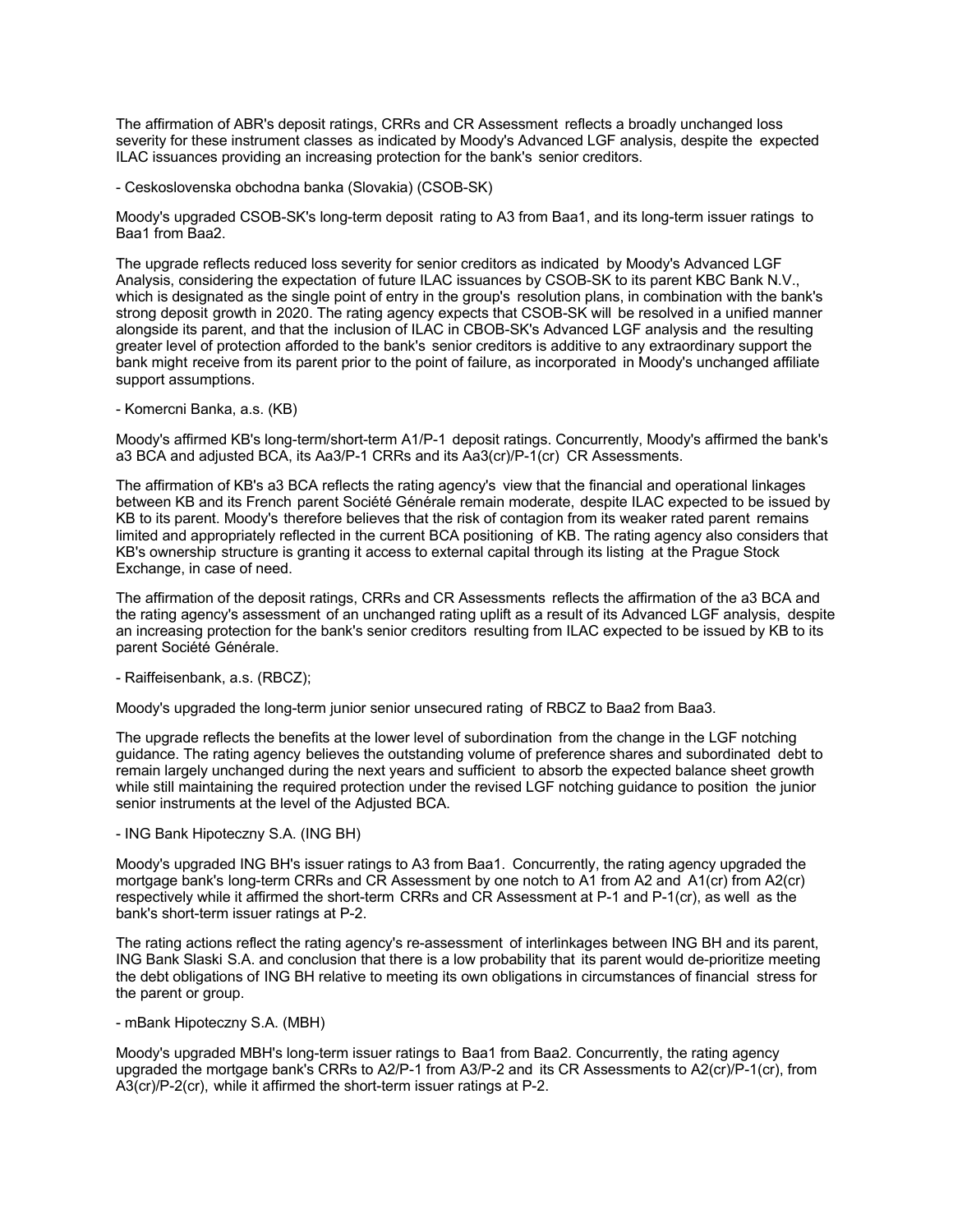The affirmation of ABR's deposit ratings, CRRs and CR Assessment reflects a broadly unchanged loss severity for these instrument classes as indicated by Moody's Advanced LGF analysis, despite the expected ILAC issuances providing an increasing protection for the bank's senior creditors.

- Ceskoslovenska obchodna banka (Slovakia) (CSOB-SK)

Moody's upgraded CSOB-SK's long-term deposit rating to A3 from Baa1, and its long-term issuer ratings to Baa1 from Baa2.

The upgrade reflects reduced loss severity for senior creditors as indicated by Moody's Advanced LGF Analysis, considering the expectation of future ILAC issuances by CSOB-SK to its parent KBC Bank N.V., which is designated as the single point of entry in the group's resolution plans, in combination with the bank's strong deposit growth in 2020. The rating agency expects that CSOB-SK will be resolved in a unified manner alongside its parent, and that the inclusion of ILAC in CBOB-SK's Advanced LGF analysis and the resulting greater level of protection afforded to the bank's senior creditors is additive to any extraordinary support the bank might receive from its parent prior to the point of failure, as incorporated in Moody's unchanged affiliate support assumptions.

- Komercni Banka, a.s. (KB)

Moody's affirmed KB's long-term/short-term A1/P-1 deposit ratings. Concurrently, Moody's affirmed the bank's a3 BCA and adjusted BCA, its Aa3/P-1 CRRs and its Aa3(cr)/P-1(cr) CR Assessments.

The affirmation of KB's a3 BCA reflects the rating agency's view that the financial and operational linkages between KB and its French parent Société Générale remain moderate, despite ILAC expected to be issued by KB to its parent. Moody's therefore believes that the risk of contagion from its weaker rated parent remains limited and appropriately reflected in the current BCA positioning of KB. The rating agency also considers that KB's ownership structure is granting it access to external capital through its listing at the Prague Stock Exchange, in case of need.

The affirmation of the deposit ratings, CRRs and CR Assessments reflects the affirmation of the a3 BCA and the rating agency's assessment of an unchanged rating uplift as a result of its Advanced LGF analysis, despite an increasing protection for the bank's senior creditors resulting from ILAC expected to be issued by KB to its parent Société Générale.

- Raiffeisenbank, a.s. (RBCZ);

Moody's upgraded the long-term junior senior unsecured rating of RBCZ to Baa2 from Baa3.

The upgrade reflects the benefits at the lower level of subordination from the change in the LGF notching guidance. The rating agency believes the outstanding volume of preference shares and subordinated debt to remain largely unchanged during the next years and sufficient to absorb the expected balance sheet growth while still maintaining the required protection under the revised LGF notching guidance to position the junior senior instruments at the level of the Adjusted BCA.

- ING Bank Hipoteczny S.A. (ING BH)

Moody's upgraded ING BH's issuer ratings to A3 from Baa1. Concurrently, the rating agency upgraded the mortgage bank's long-term CRRs and CR Assessment by one notch to A1 from A2 and A1(cr) from A2(cr) respectively while it affirmed the short-term CRRs and CR Assessment at P-1 and P-1(cr), as well as the bank's short-term issuer ratings at P-2.

The rating actions reflect the rating agency's re-assessment of interlinkages between ING BH and its parent, ING Bank Slaski S.A. and conclusion that there is a low probability that its parent would de-prioritize meeting the debt obligations of ING BH relative to meeting its own obligations in circumstances of financial stress for the parent or group.

- mBank Hipoteczny S.A. (MBH)

Moody's upgraded MBH's long-term issuer ratings to Baa1 from Baa2. Concurrently, the rating agency upgraded the mortgage bank's CRRs to A2/P-1 from A3/P-2 and its CR Assessments to A2(cr)/P-1(cr), from A3(cr)/P-2(cr), while it affirmed the short-term issuer ratings at P-2.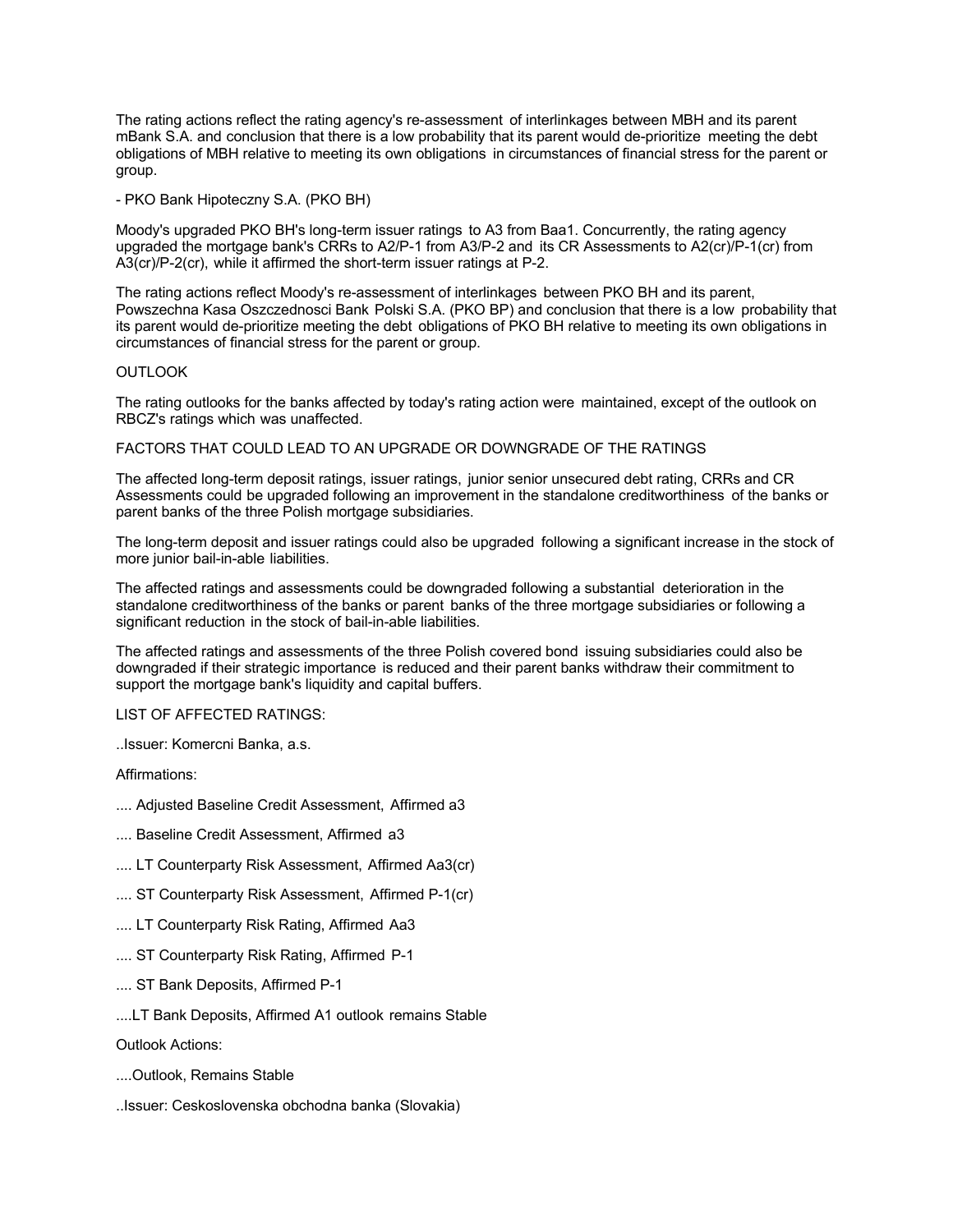The rating actions reflect the rating agency's re-assessment of interlinkages between MBH and its parent mBank S.A. and conclusion that there is a low probability that its parent would de-prioritize meeting the debt obligations of MBH relative to meeting its own obligations in circumstances of financial stress for the parent or group.

- PKO Bank Hipoteczny S.A. (PKO BH)

Moody's upgraded PKO BH's long-term issuer ratings to A3 from Baa1. Concurrently, the rating agency upgraded the mortgage bank's CRRs to A2/P-1 from A3/P-2 and its CR Assessments to A2(cr)/P-1(cr) from A3(cr)/P-2(cr), while it affirmed the short-term issuer ratings at P-2.

The rating actions reflect Moody's re-assessment of interlinkages between PKO BH and its parent, Powszechna Kasa Oszczednosci Bank Polski S.A. (PKO BP) and conclusion that there is a low probability that its parent would de-prioritize meeting the debt obligations of PKO BH relative to meeting its own obligations in circumstances of financial stress for the parent or group.

OUTLOOK

The rating outlooks for the banks affected by today's rating action were maintained, except of the outlook on RBCZ's ratings which was unaffected.

FACTORS THAT COULD LEAD TO AN UPGRADE OR DOWNGRADE OF THE RATINGS

The affected long-term deposit ratings, issuer ratings, junior senior unsecured debt rating, CRRs and CR Assessments could be upgraded following an improvement in the standalone creditworthiness of the banks or parent banks of the three Polish mortgage subsidiaries.

The long-term deposit and issuer ratings could also be upgraded following a significant increase in the stock of more junior bail-in-able liabilities.

The affected ratings and assessments could be downgraded following a substantial deterioration in the standalone creditworthiness of the banks or parent banks of the three mortgage subsidiaries or following a significant reduction in the stock of bail-in-able liabilities.

The affected ratings and assessments of the three Polish covered bond issuing subsidiaries could also be downgraded if their strategic importance is reduced and their parent banks withdraw their commitment to support the mortgage bank's liquidity and capital buffers.

LIST OF AFFECTED RATINGS:

..Issuer: Komercni Banka, a.s.

Affirmations:

.... Adjusted Baseline Credit Assessment, Affirmed a3

.... Baseline Credit Assessment, Affirmed a3

.... LT Counterparty Risk Assessment, Affirmed Aa3(cr)

.... ST Counterparty Risk Assessment, Affirmed P-1(cr)

.... LT Counterparty Risk Rating, Affirmed Aa3

.... ST Counterparty Risk Rating, Affirmed P-1

.... ST Bank Deposits, Affirmed P-1

....LT Bank Deposits, Affirmed A1 outlook remains Stable

Outlook Actions:

....Outlook, Remains Stable

..Issuer: Ceskoslovenska obchodna banka (Slovakia)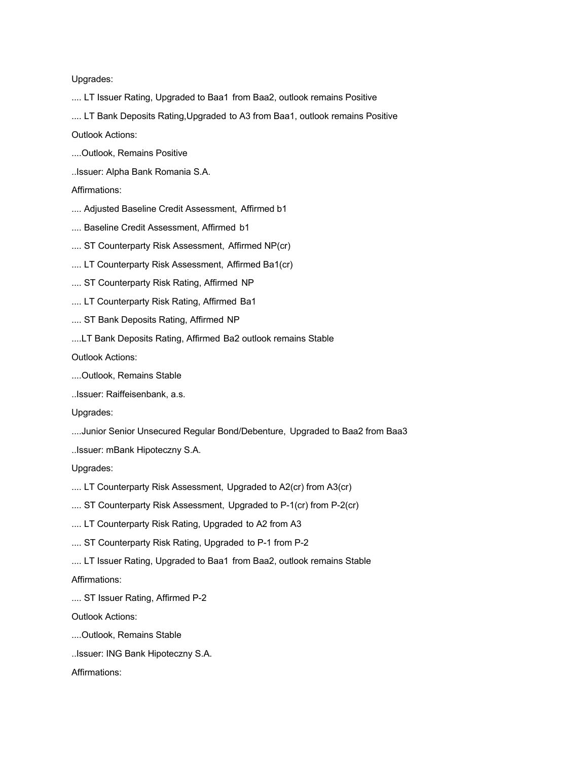Upgrades:

.... LT Issuer Rating, Upgraded to Baa1 from Baa2, outlook remains Positive

.... LT Bank Deposits Rating,Upgraded to A3 from Baa1, outlook remains Positive

Outlook Actions:

....Outlook, Remains Positive

..Issuer: Alpha Bank Romania S.A.

Affirmations:

.... Adjusted Baseline Credit Assessment, Affirmed b1

.... Baseline Credit Assessment, Affirmed b1

.... ST Counterparty Risk Assessment, Affirmed NP(cr)

.... LT Counterparty Risk Assessment, Affirmed Ba1(cr)

.... ST Counterparty Risk Rating, Affirmed NP

.... LT Counterparty Risk Rating, Affirmed Ba1

.... ST Bank Deposits Rating, Affirmed NP

....LT Bank Deposits Rating, Affirmed Ba2 outlook remains Stable

Outlook Actions:

....Outlook, Remains Stable

..Issuer: Raiffeisenbank, a.s.

Upgrades:

....Junior Senior Unsecured Regular Bond/Debenture, Upgraded to Baa2 from Baa3

..Issuer: mBank Hipoteczny S.A.

Upgrades:

.... LT Counterparty Risk Assessment, Upgraded to A2(cr) from A3(cr)

.... ST Counterparty Risk Assessment, Upgraded to P-1(cr) from P-2(cr)

.... LT Counterparty Risk Rating, Upgraded to A2 from A3

.... ST Counterparty Risk Rating, Upgraded to P-1 from P-2

.... LT Issuer Rating, Upgraded to Baa1 from Baa2, outlook remains Stable

Affirmations:

.... ST Issuer Rating, Affirmed P-2

Outlook Actions:

....Outlook, Remains Stable

..Issuer: ING Bank Hipoteczny S.A.

Affirmations: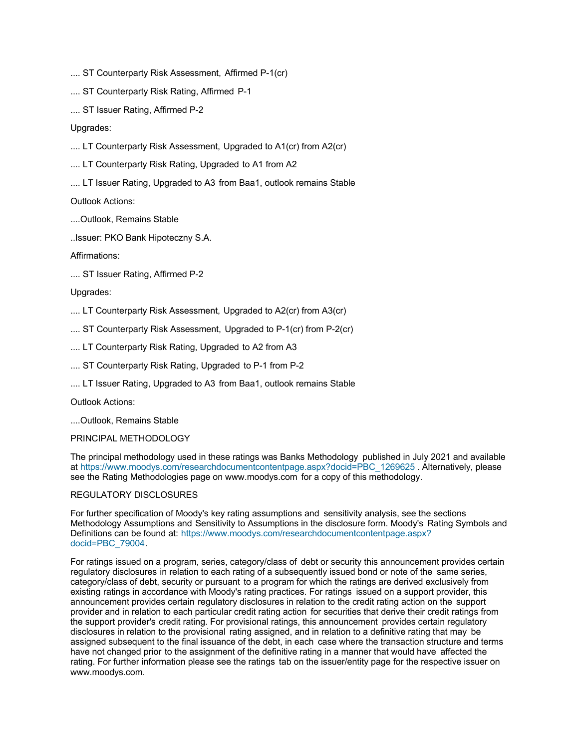.... ST Counterparty Risk Assessment, Affirmed P-1(cr)

.... ST Counterparty Risk Rating, Affirmed P-1

.... ST Issuer Rating, Affirmed P-2

Upgrades:

.... LT Counterparty Risk Assessment, Upgraded to A1(cr) from A2(cr)

.... LT Counterparty Risk Rating, Upgraded to A1 from A2

.... LT Issuer Rating, Upgraded to A3 from Baa1, outlook remains Stable

Outlook Actions:

....Outlook, Remains Stable

..Issuer: PKO Bank Hipoteczny S.A.

Affirmations:

.... ST Issuer Rating, Affirmed P-2

Upgrades:

.... LT Counterparty Risk Assessment, Upgraded to A2(cr) from A3(cr)

.... ST Counterparty Risk Assessment, Upgraded to P-1(cr) from P-2(cr)

.... LT Counterparty Risk Rating, Upgraded to A2 from A3

.... ST Counterparty Risk Rating, Upgraded to P-1 from P-2

.... LT Issuer Rating, Upgraded to A3 from Baa1, outlook remains Stable

Outlook Actions:

....Outlook, Remains Stable

PRINCIPAL METHODOLOGY

The principal methodology used in these ratings was Banks Methodology published in July 2021 and available at https://www.moodys.com/researchdocumentcontentpage.aspx?docid=PBC_1269625 . Alternatively, please see the Rating Methodologies page on www.moodys.com for a copy of this methodology.

REGULATORY DISCLOSURES

For further specification of Moody's key rating assumptions and sensitivity analysis, see the sections Methodology Assumptions and Sensitivity to Assumptions in the disclosure form. Moody's Rating Symbols and Definitions can be found at: https://www.moodys.com/researchdocumentcontentpage.aspx?docid=PBC_79004.

For ratings issued on a program, series, category/class of debt or security this announcement provides certain regulatory disclosures in relation to each rating of a subsequently issued bond or note of the same series, category/class of debt, security or pursuant to a program for which the ratings are derived exclusively from existing ratings in accordance with Moody's rating practices. For ratings issued on a support provider, this announcement provides certain regulatory disclosures in relation to the credit rating action on the support provider and in relation to each particular credit rating action for securities that derive their credit ratings from the support provider's credit rating. For provisional ratings, this announcement provides certain regulatory disclosures in relation to the provisional rating assigned, and in relation to a definitive rating that may be assigned subsequent to the final issuance of the debt, in each case where the transaction structure and terms have not changed prior to the assignment of the definitive rating in a manner that would have affected the rating. For further information please see the ratings tab on the issuer/entity page for the respective issuer on www.moodys.com.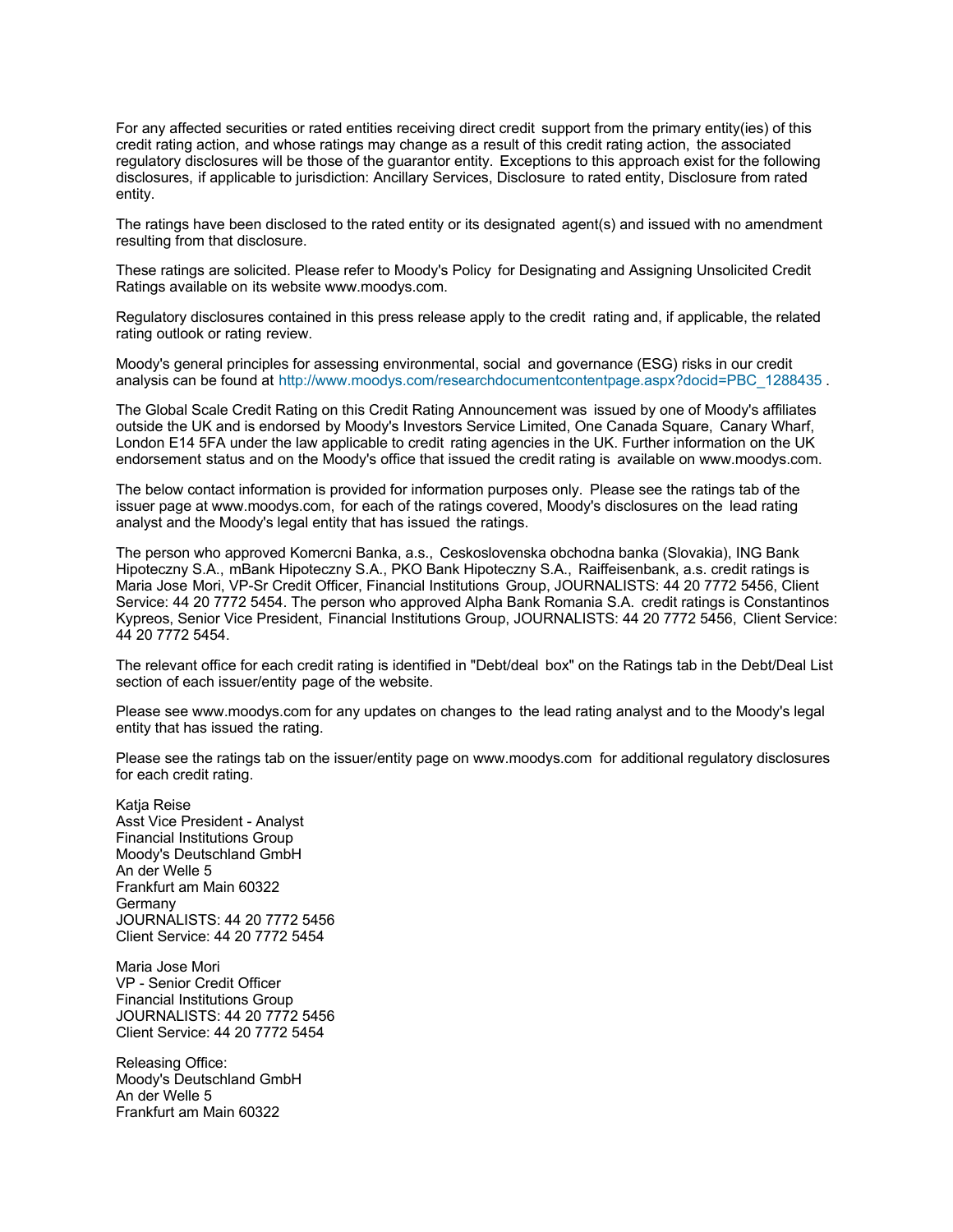For any affected securities or rated entities receiving direct credit support from the primary entity(ies) of this credit rating action, and whose ratings may change as a result of this credit rating action, the associated regulatory disclosures will be those of the guarantor entity. Exceptions to this approach exist for the following disclosures, if applicable to jurisdiction: Ancillary Services, Disclosure to rated entity, Disclosure from rated entity.

The ratings have been disclosed to the rated entity or its designated agent(s) and issued with no amendment resulting from that disclosure.

These ratings are solicited. Please refer to Moody's Policy for Designating and Assigning Unsolicited Credit Ratings available on its website www.moodys.com.

Regulatory disclosures contained in this press release apply to the credit rating and, if applicable, the related rating outlook or rating review.

Moody's general principles for assessing environmental, social and governance (ESG) risks in our credit analysis can be found at http://www.moodys.com/researchdocumentcontentpage.aspx?docid=PBC_1288435 .

The Global Scale Credit Rating on this Credit Rating Announcement was issued by one of Moody's affiliates outside the UK and is endorsed by Moody's Investors Service Limited, One Canada Square, Canary Wharf, London E14 5FA under the law applicable to credit rating agencies in the UK. Further information on the UK endorsement status and on the Moody's office that issued the credit rating is available on www.moodys.com.

The below contact information is provided for information purposes only. Please see the ratings tab of the issuer page at www.moodys.com, for each of the ratings covered, Moody's disclosures on the lead rating analyst and the Moody's legal entity that has issued the ratings.

The person who approved Komercni Banka, a.s., Ceskoslovenska obchodna banka (Slovakia), ING Bank Hipoteczny S.A., mBank Hipoteczny S.A., PKO Bank Hipoteczny S.A., Raiffeisenbank, a.s. credit ratings is Maria Jose Mori, VP-Sr Credit Officer, Financial Institutions Group, JOURNALISTS: 44 20 7772 5456, Client Service: 44 20 7772 5454. The person who approved Alpha Bank Romania S.A. credit ratings is Constantinos Kypreos, Senior Vice President, Financial Institutions Group, JOURNALISTS: 44 20 7772 5456, Client Service: 44 20 7772 5454.

The relevant office for each credit rating is identified in "Debt/deal box" on the Ratings tab in the Debt/Deal List section of each issuer/entity page of the website.

Please see www.moodys.com for any updates on changes to the lead rating analyst and to the Moody's legal entity that has issued the rating.

Please see the ratings tab on the issuer/entity page on www.moodys.com for additional regulatory disclosures for each credit rating.

Katja Reise
Asst Vice President - Analyst
Financial Institutions Group
Moody's Deutschland GmbH
An der Welle 5
Frankfurt am Main 60322
Germany
JOURNALISTS: 44 20 7772 5456
Client Service: 44 20 7772 5454

Maria Jose Mori
VP - Senior Credit Officer
Financial Institutions Group
JOURNALISTS: 44 20 7772 5456
Client Service: 44 20 7772 5454

Releasing Office:
Moody's Deutschland GmbH
An der Welle 5
Frankfurt am Main 60322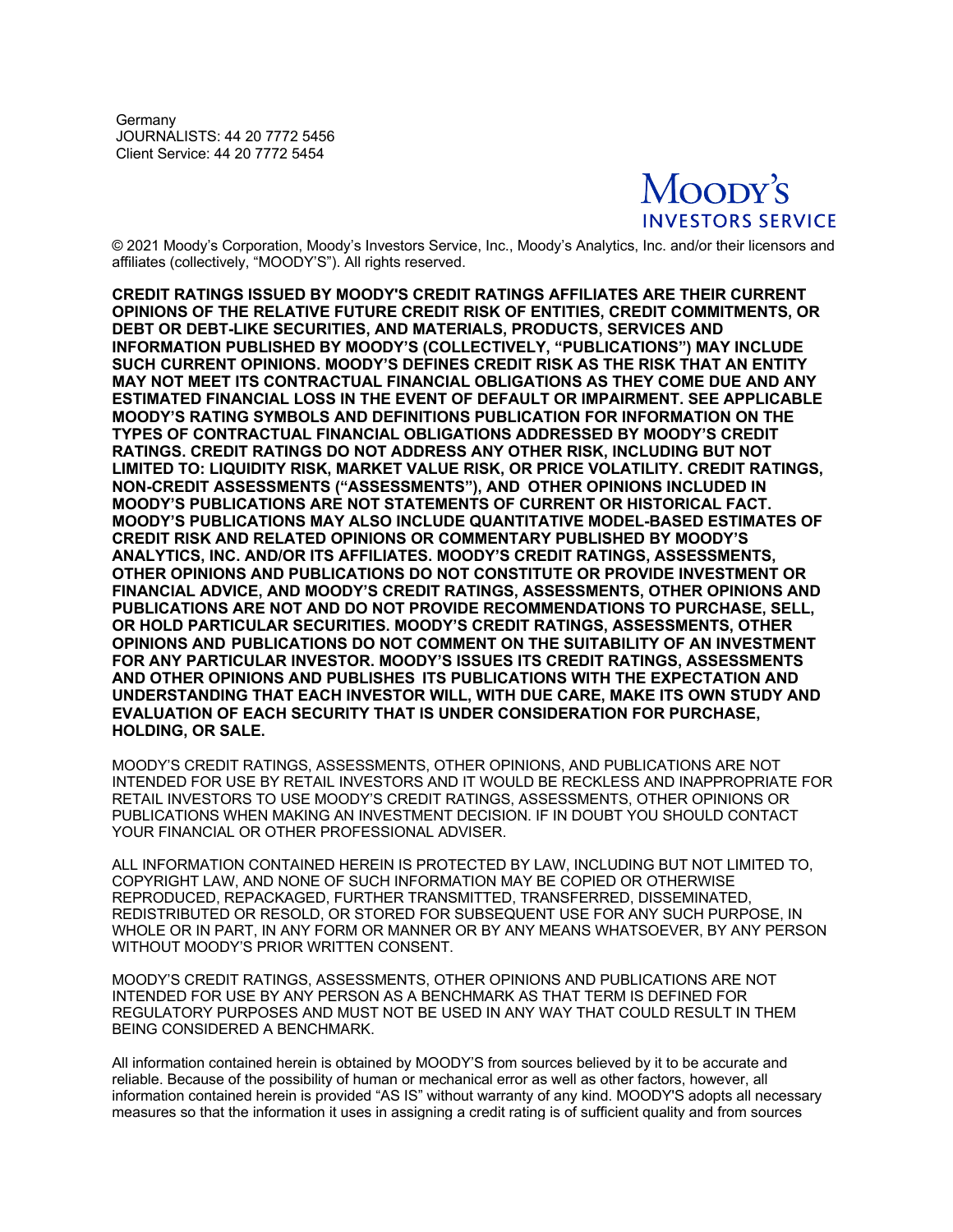Germany
JOURNALISTS: 44 20 7772 5456
Client Service: 44 20 7772 5454

Moody's Investors Service

© 2021 Moody's Corporation, Moody's Investors Service, Inc., Moody's Analytics, Inc. and/or their licensors and affiliates (collectively, "MOODY'S"). All rights reserved.

**CREDIT RATINGS ISSUED BY MOODY'S CREDIT RATINGS AFFILIATES ARE THEIR CURRENT OPINIONS OF THE RELATIVE FUTURE CREDIT RISK OF ENTITIES, CREDIT COMMITMENTS, OR DEBT OR DEBT-LIKE SECURITIES, AND MATERIALS, PRODUCTS, SERVICES AND INFORMATION PUBLISHED BY MOODY'S (COLLECTIVELY, "PUBLICATIONS") MAY INCLUDE SUCH CURRENT OPINIONS. MOODY'S DEFINES CREDIT RISK AS THE RISK THAT AN ENTITY MAY NOT MEET ITS CONTRACTUAL FINANCIAL OBLIGATIONS AS THEY COME DUE AND ANY ESTIMATED FINANCIAL LOSS IN THE EVENT OF DEFAULT OR IMPAIRMENT. SEE APPLICABLE MOODY'S RATING SYMBOLS AND DEFINITIONS PUBLICATION FOR INFORMATION ON THE TYPES OF CONTRACTUAL FINANCIAL OBLIGATIONS ADDRESSED BY MOODY'S CREDIT RATINGS. CREDIT RATINGS DO NOT ADDRESS ANY OTHER RISK, INCLUDING BUT NOT LIMITED TO: LIQUIDITY RISK, MARKET VALUE RISK, OR PRICE VOLATILITY. CREDIT RATINGS, NON-CREDIT ASSESSMENTS ("ASSESSMENTS"), AND OTHER OPINIONS INCLUDED IN MOODY'S PUBLICATIONS ARE NOT STATEMENTS OF CURRENT OR HISTORICAL FACT. MOODY'S PUBLICATIONS MAY ALSO INCLUDE QUANTITATIVE MODEL-BASED ESTIMATES OF CREDIT RISK AND RELATED OPINIONS OR COMMENTARY PUBLISHED BY MOODY'S ANALYTICS, INC. AND/OR ITS AFFILIATES. MOODY'S CREDIT RATINGS, ASSESSMENTS, OTHER OPINIONS AND PUBLICATIONS DO NOT CONSTITUTE OR PROVIDE INVESTMENT OR FINANCIAL ADVICE, AND MOODY'S CREDIT RATINGS, ASSESSMENTS, OTHER OPINIONS AND PUBLICATIONS ARE NOT AND DO NOT PROVIDE RECOMMENDATIONS TO PURCHASE, SELL, OR HOLD PARTICULAR SECURITIES. MOODY'S CREDIT RATINGS, ASSESSMENTS, OTHER OPINIONS AND PUBLICATIONS DO NOT COMMENT ON THE SUITABILITY OF AN INVESTMENT FOR ANY PARTICULAR INVESTOR. MOODY'S ISSUES ITS CREDIT RATINGS, ASSESSMENTS AND OTHER OPINIONS AND PUBLISHES ITS PUBLICATIONS WITH THE EXPECTATION AND UNDERSTANDING THAT EACH INVESTOR WILL, WITH DUE CARE, MAKE ITS OWN STUDY AND EVALUATION OF EACH SECURITY THAT IS UNDER CONSIDERATION FOR PURCHASE, HOLDING, OR SALE.**

MOODY'S CREDIT RATINGS, ASSESSMENTS, OTHER OPINIONS, AND PUBLICATIONS ARE NOT INTENDED FOR USE BY RETAIL INVESTORS AND IT WOULD BE RECKLESS AND INAPPROPRIATE FOR RETAIL INVESTORS TO USE MOODY'S CREDIT RATINGS, ASSESSMENTS, OTHER OPINIONS OR PUBLICATIONS WHEN MAKING AN INVESTMENT DECISION. IF IN DOUBT YOU SHOULD CONTACT YOUR FINANCIAL OR OTHER PROFESSIONAL ADVISER.

ALL INFORMATION CONTAINED HEREIN IS PROTECTED BY LAW, INCLUDING BUT NOT LIMITED TO, COPYRIGHT LAW, AND NONE OF SUCH INFORMATION MAY BE COPIED OR OTHERWISE REPRODUCED, REPACKAGED, FURTHER TRANSMITTED, TRANSFERRED, DISSEMINATED, REDISTRIBUTED OR RESOLD, OR STORED FOR SUBSEQUENT USE FOR ANY SUCH PURPOSE, IN WHOLE OR IN PART, IN ANY FORM OR MANNER OR BY ANY MEANS WHATSOEVER, BY ANY PERSON WITHOUT MOODY'S PRIOR WRITTEN CONSENT.

MOODY'S CREDIT RATINGS, ASSESSMENTS, OTHER OPINIONS AND PUBLICATIONS ARE NOT INTENDED FOR USE BY ANY PERSON AS A BENCHMARK AS THAT TERM IS DEFINED FOR REGULATORY PURPOSES AND MUST NOT BE USED IN ANY WAY THAT COULD RESULT IN THEM BEING CONSIDERED A BENCHMARK.

All information contained herein is obtained by MOODY'S from sources believed by it to be accurate and reliable. Because of the possibility of human or mechanical error as well as other factors, however, all information contained herein is provided "AS IS" without warranty of any kind. MOODY'S adopts all necessary measures so that the information it uses in assigning a credit rating is of sufficient quality and from sources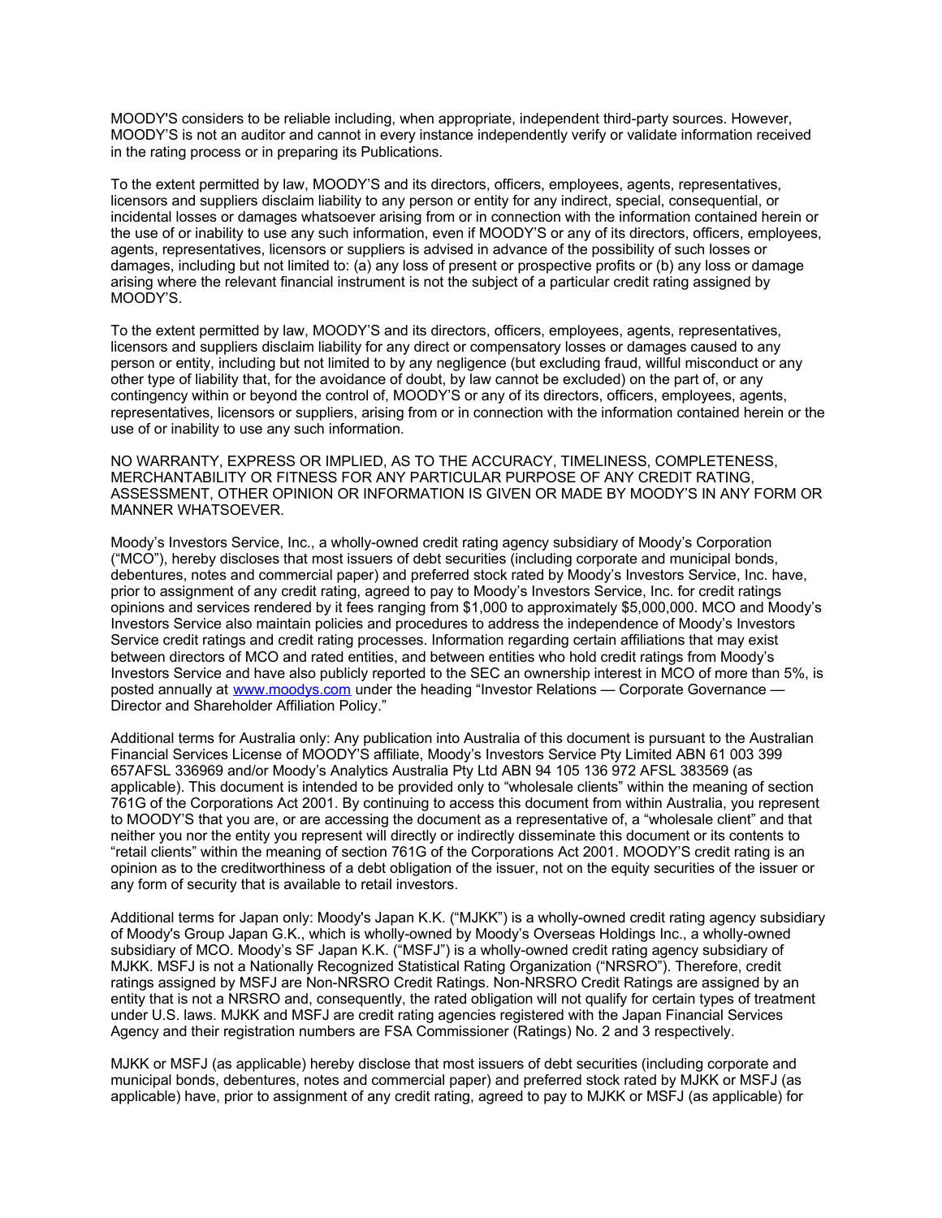MOODY'S considers to be reliable including, when appropriate, independent third-party sources. However, MOODY'S is not an auditor and cannot in every instance independently verify or validate information received in the rating process or in preparing its Publications.

To the extent permitted by law, MOODY'S and its directors, officers, employees, agents, representatives, licensors and suppliers disclaim liability to any person or entity for any indirect, special, consequential, or incidental losses or damages whatsoever arising from or in connection with the information contained herein or the use of or inability to use any such information, even if MOODY'S or any of its directors, officers, employees, agents, representatives, licensors or suppliers is advised in advance of the possibility of such losses or damages, including but not limited to: (a) any loss of present or prospective profits or (b) any loss or damage arising where the relevant financial instrument is not the subject of a particular credit rating assigned by MOODY'S.

To the extent permitted by law, MOODY'S and its directors, officers, employees, agents, representatives, licensors and suppliers disclaim liability for any direct or compensatory losses or damages caused to any person or entity, including but not limited to by any negligence (but excluding fraud, willful misconduct or any other type of liability that, for the avoidance of doubt, by law cannot be excluded) on the part of, or any contingency within or beyond the control of, MOODY'S or any of its directors, officers, employees, agents, representatives, licensors or suppliers, arising from or in connection with the information contained herein or the use of or inability to use any such information.

NO WARRANTY, EXPRESS OR IMPLIED, AS TO THE ACCURACY, TIMELINESS, COMPLETENESS, MERCHANTABILITY OR FITNESS FOR ANY PARTICULAR PURPOSE OF ANY CREDIT RATING, ASSESSMENT, OTHER OPINION OR INFORMATION IS GIVEN OR MADE BY MOODY'S IN ANY FORM OR MANNER WHATSOEVER.

Moody's Investors Service, Inc., a wholly-owned credit rating agency subsidiary of Moody's Corporation ("MCO"), hereby discloses that most issuers of debt securities (including corporate and municipal bonds, debentures, notes and commercial paper) and preferred stock rated by Moody's Investors Service, Inc. have, prior to assignment of any credit rating, agreed to pay to Moody's Investors Service, Inc. for credit ratings opinions and services rendered by it fees ranging from $1,000 to approximately $5,000,000. MCO and Moody's Investors Service also maintain policies and procedures to address the independence of Moody's Investors Service credit ratings and credit rating processes. Information regarding certain affiliations that may exist between directors of MCO and rated entities, and between entities who hold credit ratings from Moody's Investors Service and have also publicly reported to the SEC an ownership interest in MCO of more than 5%, is posted annually at [www.moodys.com](http://www.moodys.com) under the heading "Investor Relations — Corporate Governance — Director and Shareholder Affiliation Policy."

Additional terms for Australia only: Any publication into Australia of this document is pursuant to the Australian Financial Services License of MOODY'S affiliate, Moody's Investors Service Pty Limited ABN 61 003 399 657AFSL 336969 and/or Moody's Analytics Australia Pty Ltd ABN 94 105 136 972 AFSL 383569 (as applicable). This document is intended to be provided only to "wholesale clients" within the meaning of section 761G of the Corporations Act 2001. By continuing to access this document from within Australia, you represent to MOODY'S that you are, or are accessing the document as a representative of, a "wholesale client" and that neither you nor the entity you represent will directly or indirectly disseminate this document or its contents to "retail clients" within the meaning of section 761G of the Corporations Act 2001. MOODY'S credit rating is an opinion as to the creditworthiness of a debt obligation of the issuer, not on the equity securities of the issuer or any form of security that is available to retail investors.

Additional terms for Japan only: Moody's Japan K.K. ("MJKK") is a wholly-owned credit rating agency subsidiary of Moody's Group Japan G.K., which is wholly-owned by Moody's Overseas Holdings Inc., a wholly-owned subsidiary of MCO. Moody's SF Japan K.K. ("MSFJ") is a wholly-owned credit rating agency subsidiary of MJKK. MSFJ is not a Nationally Recognized Statistical Rating Organization ("NRSRO"). Therefore, credit ratings assigned by MSFJ are Non-NRSRO Credit Ratings. Non-NRSRO Credit Ratings are assigned by an entity that is not a NRSRO and, consequently, the rated obligation will not qualify for certain types of treatment under U.S. laws. MJKK and MSFJ are credit rating agencies registered with the Japan Financial Services Agency and their registration numbers are FSA Commissioner (Ratings) No. 2 and 3 respectively.

MJKK or MSFJ (as applicable) hereby disclose that most issuers of debt securities (including corporate and municipal bonds, debentures, notes and commercial paper) and preferred stock rated by MJKK or MSFJ (as applicable) have, prior to assignment of any credit rating, agreed to pay to MJKK or MSFJ (as applicable) for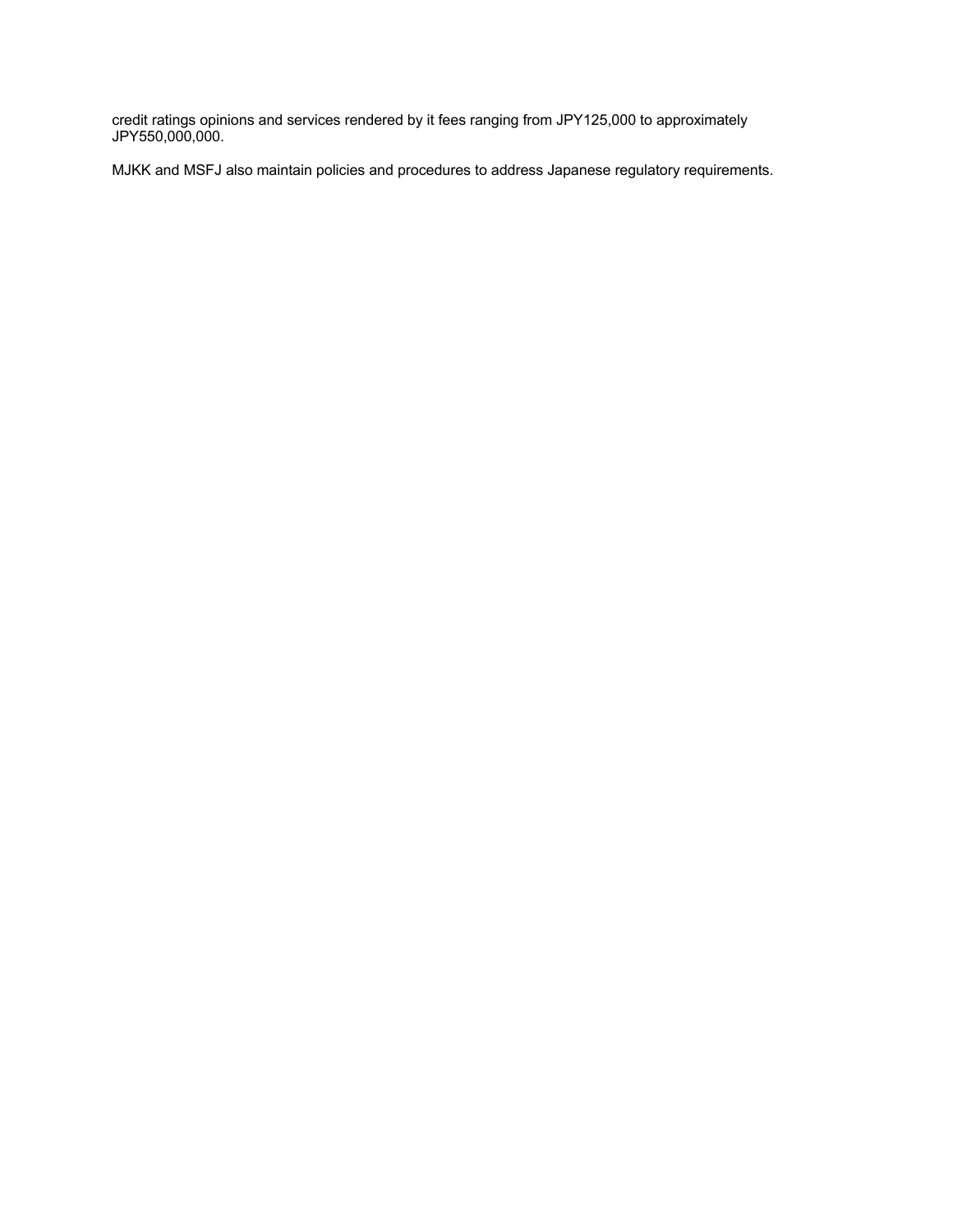credit ratings opinions and services rendered by it fees ranging from JPY125,000 to approximately JPY550,000,000.

MJKK and MSFJ also maintain policies and procedures to address Japanese regulatory requirements.